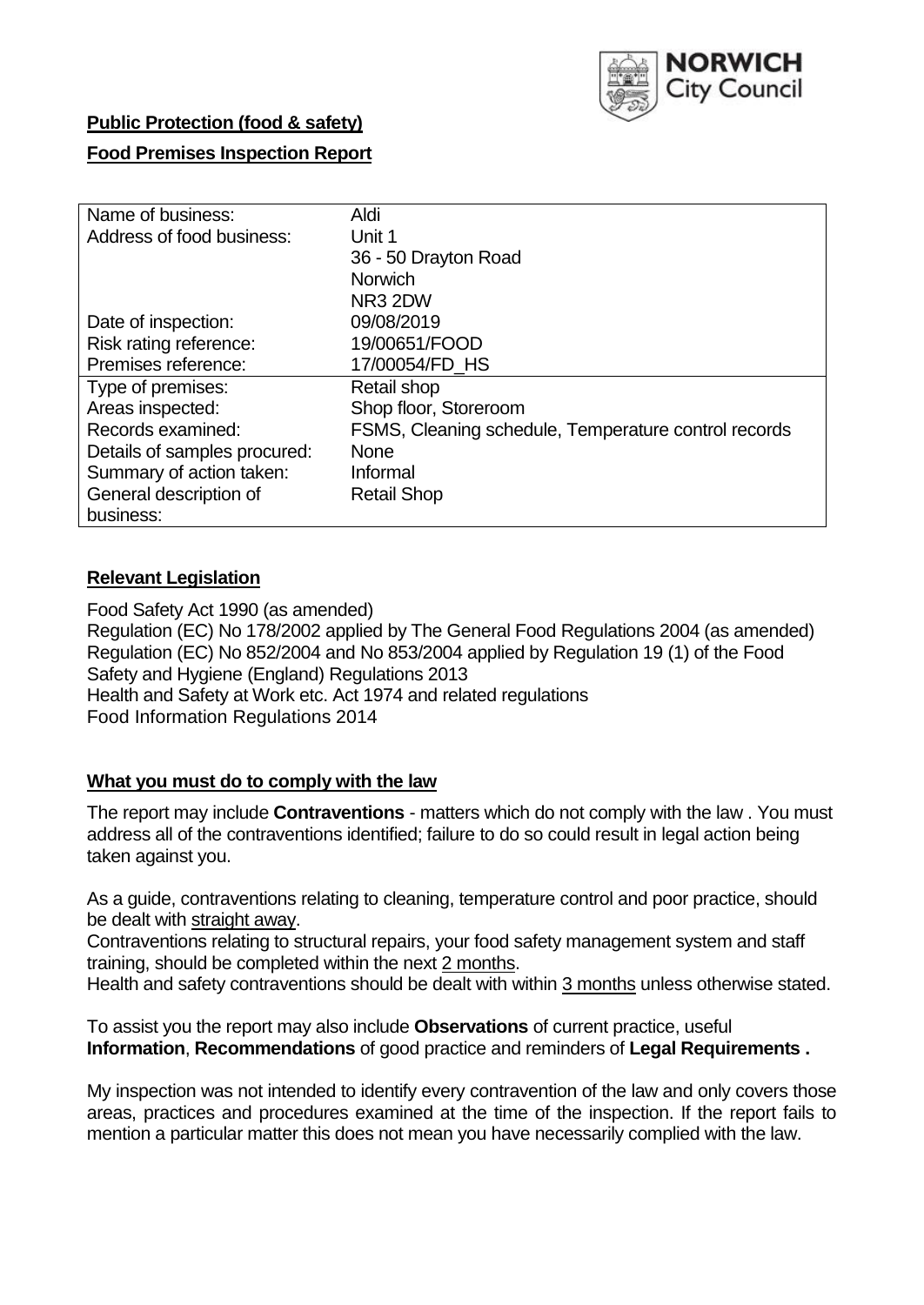NORWICH City Council

**Public Protection (food & safety)**

**Food Premises Inspection Report**

| Name of business: | Aldi |
| --- | --- |
| Address of food business: | Unit 1<br>36 - 50 Drayton Road<br>Norwich<br>NR3 2DW |
| Date of inspection: | 09/08/2019 |
| Risk rating reference: | 19/00651/FOOD |
| Premises reference: | 17/00054/FD_HS |
| Type of premises: | Retail shop |
| Areas inspected: | Shop floor, Storeroom |
| Records examined: | FSMS, Cleaning schedule, Temperature control records |
| Details of samples procured: | None |
| Summary of action taken: | Informal |
| General description of business: | Retail Shop |

## **Relevant Legislation**

Food Safety Act 1990 (as amended)
Regulation (EC) No 178/2002 applied by The General Food Regulations 2004 (as amended)
Regulation (EC) No 852/2004 and No 853/2004 applied by Regulation 19 (1) of the Food Safety and Hygiene (England) Regulations 2013
Health and Safety at Work etc. Act 1974 and related regulations
Food Information Regulations 2014

## **What you must do to comply with the law**

The report may include **Contraventions** - matters which do not comply with the law . You must address all of the contraventions identified; failure to do so could result in legal action being taken against you.

As a guide, contraventions relating to cleaning, temperature control and poor practice, should be dealt with straight away.
Contraventions relating to structural repairs, your food safety management system and staff training, should be completed within the next 2 months.
Health and safety contraventions should be dealt with within 3 months unless otherwise stated.

To assist you the report may also include **Observations** of current practice, useful **Information**, **Recommendations** of good practice and reminders of **Legal Requirements .**

My inspection was not intended to identify every contravention of the law and only covers those areas, practices and procedures examined at the time of the inspection. If the report fails to mention a particular matter this does not mean you have necessarily complied with the law.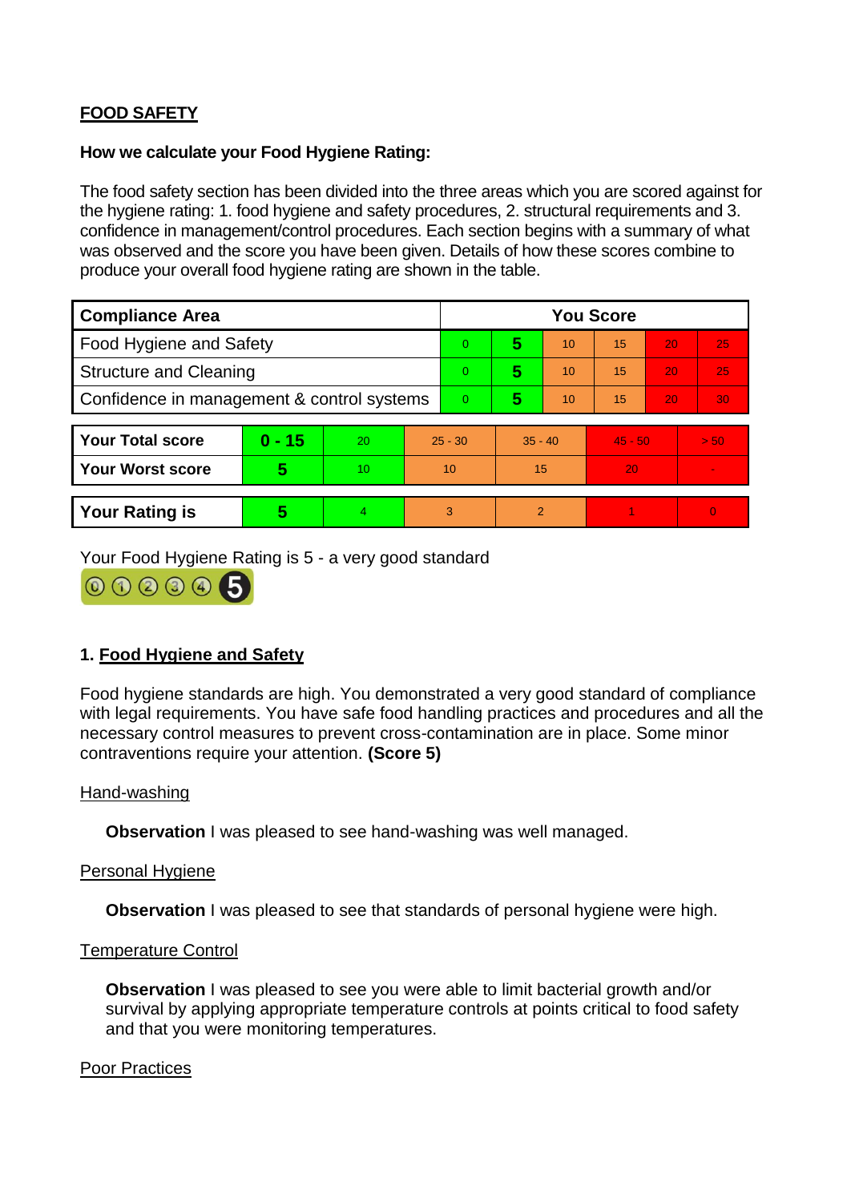**FOOD SAFETY**

**How we calculate your Food Hygiene Rating:**

The food safety section has been divided into the three areas which you are scored against for the hygiene rating: 1. food hygiene and safety procedures, 2. structural requirements and 3. confidence in management/control procedures. Each section begins with a summary of what was observed and the score you have been given. Details of how these scores combine to produce your overall food hygiene rating are shown in the table.

| Compliance Area | You Score | | | | | |
|---|---|---|---|---|---|---|
| Food Hygiene and Safety | 0 | **5** | 10 | 15 | 20 | 25 |
| Structure and Cleaning | 0 | **5** | 10 | 15 | 20 | 25 |
| Confidence in management & control systems | 0 | **5** | 10 | 15 | 20 | 30 |

| | | | | | | |
|---|---|---|---|---|---|---|
| **Your Total score** | **0 - 15** | 20 | 25 - 30 | 35 - 40 | 45 - 50 | > 50 |
| **Your Worst score** | **5** | 10 | 10 | 15 | 20 | - |
| **Your Rating is** | **5** | 4 | 3 | 2 | 1 | 0 |

Your Food Hygiene Rating is 5 - a very good standard

## 1. Food Hygiene and Safety

Food hygiene standards are high. You demonstrated a very good standard of compliance with legal requirements. You have safe food handling practices and procedures and all the necessary control measures to prevent cross-contamination are in place. Some minor contraventions require your attention. **(Score 5)**

Hand-washing

**Observation** I was pleased to see hand-washing was well managed.

Personal Hygiene

**Observation** I was pleased to see that standards of personal hygiene were high.

Temperature Control

**Observation** I was pleased to see you were able to limit bacterial growth and/or survival by applying appropriate temperature controls at points critical to food safety and that you were monitoring temperatures.

Poor Practices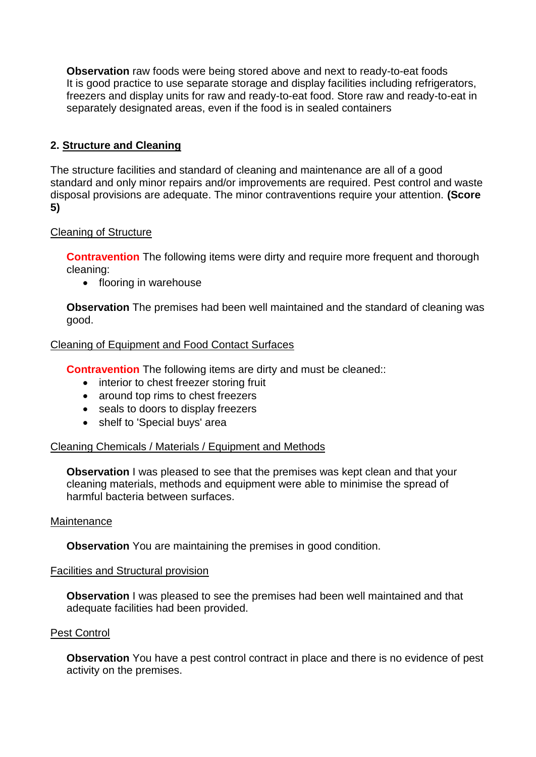**Observation** raw foods were being stored above and next to ready-to-eat foods
It is good practice to use separate storage and display facilities including refrigerators, freezers and display units for raw and ready-to-eat food. Store raw and ready-to-eat in separately designated areas, even if the food is in sealed containers

## 2. Structure and Cleaning

The structure facilities and standard of cleaning and maintenance are all of a good standard and only minor repairs and/or improvements are required. Pest control and waste disposal provisions are adequate. The minor contraventions require your attention. **(Score 5)**

### Cleaning of Structure

**Contravention** The following items were dirty and require more frequent and thorough cleaning:

- flooring in warehouse

**Observation** The premises had been well maintained and the standard of cleaning was good.

### Cleaning of Equipment and Food Contact Surfaces

**Contravention** The following items are dirty and must be cleaned::

- interior to chest freezer storing fruit
- around top rims to chest freezers
- seals to doors to display freezers
- shelf to 'Special buys' area

### Cleaning Chemicals / Materials / Equipment and Methods

**Observation** I was pleased to see that the premises was kept clean and that your cleaning materials, methods and equipment were able to minimise the spread of harmful bacteria between surfaces.

### Maintenance

**Observation** You are maintaining the premises in good condition.

### Facilities and Structural provision

**Observation** I was pleased to see the premises had been well maintained and that adequate facilities had been provided.

### Pest Control

**Observation** You have a pest control contract in place and there is no evidence of pest activity on the premises.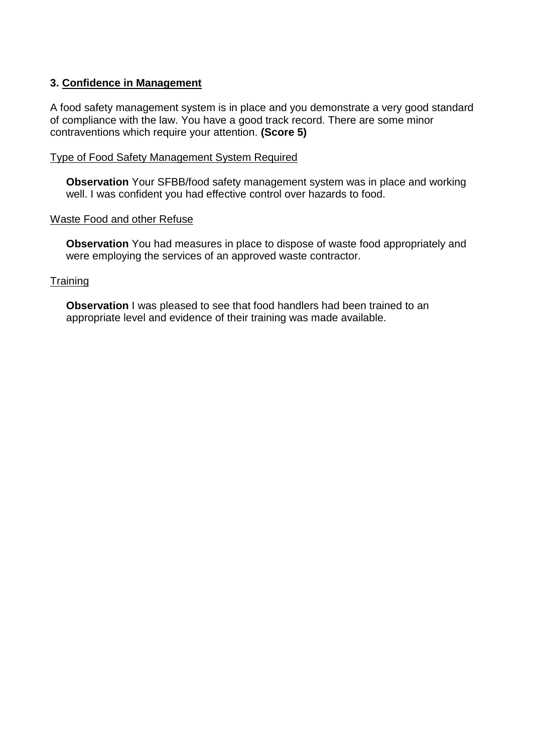### 3. Confidence in Management

A food safety management system is in place and you demonstrate a very good standard of compliance with the law. You have a good track record. There are some minor contraventions which require your attention. **(Score 5)**

Type of Food Safety Management System Required

**Observation** Your SFBB/food safety management system was in place and working well. I was confident you had effective control over hazards to food.

Waste Food and other Refuse

**Observation** You had measures in place to dispose of waste food appropriately and were employing the services of an approved waste contractor.

Training

**Observation** I was pleased to see that food handlers had been trained to an appropriate level and evidence of their training was made available.